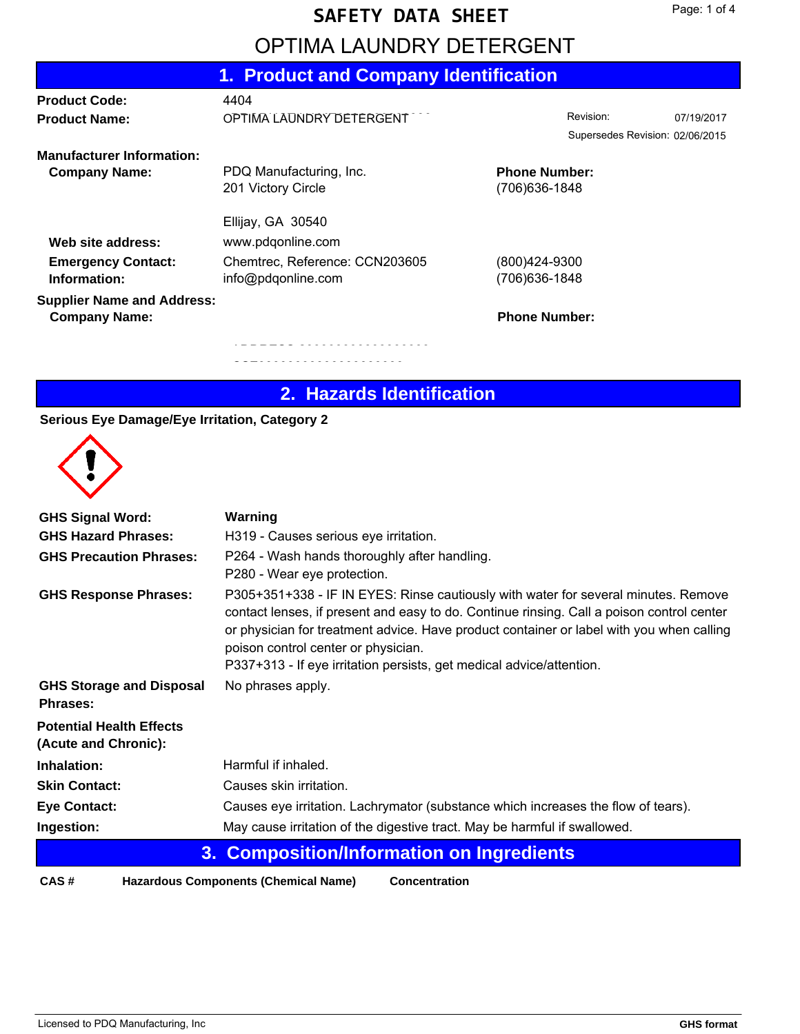# SAFETY DATA SHEET

# OPTIMA LAUNDRY DETERGENT

## 1. Product and Company Identification

| | | | |
|---|---|---|---|
| **Product Code:** | 4404 | | |
| **Product Name:** | OPTIMA LAUNDRY DETERGENT | Revision: | 07/19/2017 |
| | | Supersedes Revision: | 02/06/2015 |

**Manufacturer Information:**

| | | |
|---|---|---|
| **Company Name:** | PDQ Manufacturing, Inc.<br>201 Victory Circle<br><br>Ellijay, GA 30540 | **Phone Number:**<br>(706)636-1848 |
| **Web site address:** | www.pdqonline.com | |
| **Emergency Contact:** | Chemtrec, Reference: CCN203605 | (800)424-9300 |
| **Information:** | info@pdqonline.com | (706)636-1848 |

**Supplier Name and Address:**

| | | |
|---|---|---|
| **Company Name:** | | **Phone Number:** |

## 2. Hazards Identification

**Serious Eye Damage/Eye Irritation, Category 2**

| | |
|---|---|
| **GHS Signal Word:** | **Warning** |
| **GHS Hazard Phrases:** | H319 - Causes serious eye irritation. |
| **GHS Precaution Phrases:** | P264 - Wash hands thoroughly after handling.<br>P280 - Wear eye protection. |
| **GHS Response Phrases:** | P305+351+338 - IF IN EYES: Rinse cautiously with water for several minutes. Remove contact lenses, if present and easy to do. Continue rinsing. Call a poison control center or physician for treatment advice. Have product container or label with you when calling poison control center or physician.<br>P337+313 - If eye irritation persists, get medical advice/attention. |
| **GHS Storage and Disposal Phrases:** | No phrases apply. |

**Potential Health Effects (Acute and Chronic):**

| | |
|---|---|
| **Inhalation:** | Harmful if inhaled. |
| **Skin Contact:** | Causes skin irritation. |
| **Eye Contact:** | Causes eye irritation. Lachrymator (substance which increases the flow of tears). |
| **Ingestion:** | May cause irritation of the digestive tract. May be harmful if swallowed. |

## 3. Composition/Information on Ingredients

| CAS # | Hazardous Components (Chemical Name) | Concentration |
|---|---|---|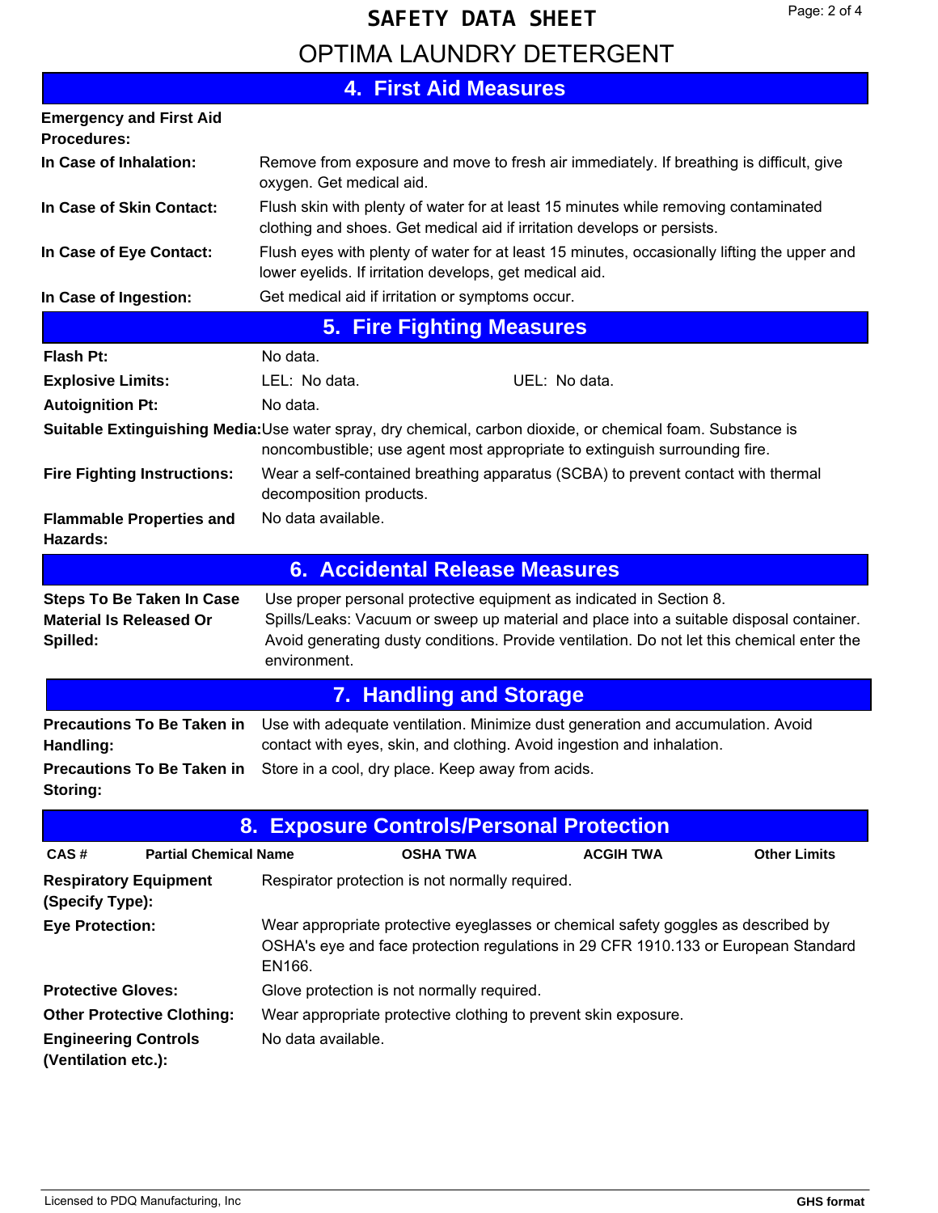# SAFETY DATA SHEET

## OPTIMA LAUNDRY DETERGENT

## 4. First Aid Measures

**Emergency and First Aid Procedures:**

**In Case of Inhalation:** Remove from exposure and move to fresh air immediately. If breathing is difficult, give oxygen. Get medical aid.

**In Case of Skin Contact:** Flush skin with plenty of water for at least 15 minutes while removing contaminated clothing and shoes. Get medical aid if irritation develops or persists.

**In Case of Eye Contact:** Flush eyes with plenty of water for at least 15 minutes, occasionally lifting the upper and lower eyelids. If irritation develops, get medical aid.

**In Case of Ingestion:** Get medical aid if irritation or symptoms occur.

## 5. Fire Fighting Measures

**Flash Pt:** No data.

**Explosive Limits:** LEL: No data. UEL: No data.

**Autoignition Pt:** No data.

**Suitable Extinguishing Media:** Use water spray, dry chemical, carbon dioxide, or chemical foam. Substance is noncombustible; use agent most appropriate to extinguish surrounding fire.

**Fire Fighting Instructions:** Wear a self-contained breathing apparatus (SCBA) to prevent contact with thermal decomposition products.

**Flammable Properties and Hazards:** No data available.

## 6. Accidental Release Measures

**Steps To Be Taken In Case Material Is Released Or Spilled:** Use proper personal protective equipment as indicated in Section 8.
Spills/Leaks: Vacuum or sweep up material and place into a suitable disposal container. Avoid generating dusty conditions. Provide ventilation. Do not let this chemical enter the environment.

## 7. Handling and Storage

**Precautions To Be Taken in Handling:** Use with adequate ventilation. Minimize dust generation and accumulation. Avoid contact with eyes, skin, and clothing. Avoid ingestion and inhalation.

**Precautions To Be Taken in Storing:** Store in a cool, dry place. Keep away from acids.

## 8. Exposure Controls/Personal Protection

| CAS # | Partial Chemical Name | OSHA TWA | ACGIH TWA | Other Limits |
|---|---|---|---|---|

**Respiratory Equipment (Specify Type):** Respirator protection is not normally required.

**Eye Protection:** Wear appropriate protective eyeglasses or chemical safety goggles as described by OSHA's eye and face protection regulations in 29 CFR 1910.133 or European Standard EN166.

**Protective Gloves:** Glove protection is not normally required.

**Other Protective Clothing:** Wear appropriate protective clothing to prevent skin exposure.

**Engineering Controls (Ventilation etc.):** No data available.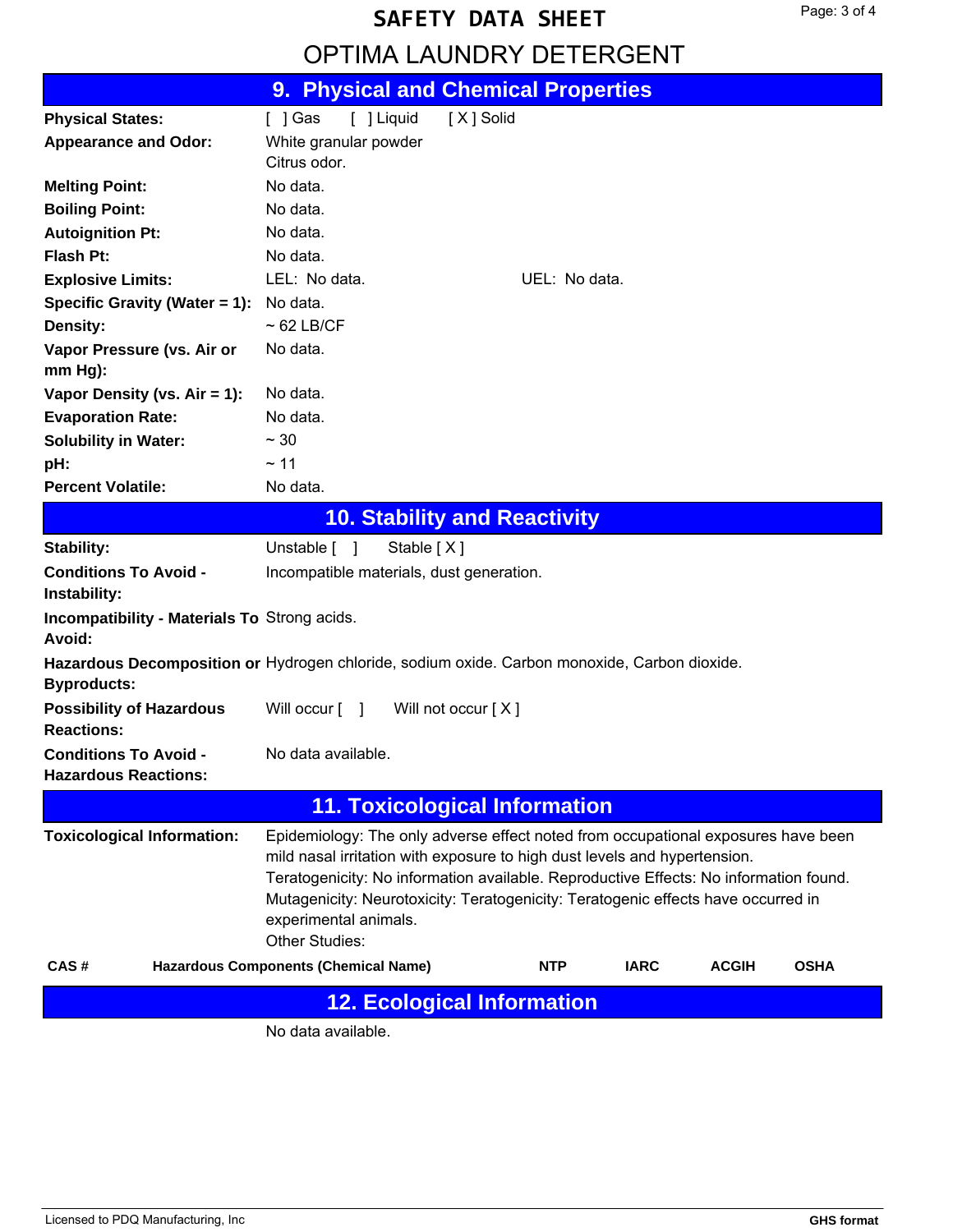# SAFETY DATA SHEET

# OPTIMA LAUNDRY DETERGENT

## 9. Physical and Chemical Properties

| | |
|---|---|
| **Physical States:** | [ ] Gas [ ] Liquid [ X ] Solid |
| **Appearance and Odor:** | White granular powder<br>Citrus odor. |
| **Melting Point:** | No data. |
| **Boiling Point:** | No data. |
| **Autoignition Pt:** | No data. |
| **Flash Pt:** | No data. |
| **Explosive Limits:** | LEL: No data. UEL: No data. |
| **Specific Gravity (Water = 1):** | No data. |
| **Density:** | ~ 62 LB/CF |
| **Vapor Pressure (vs. Air or mm Hg):** | No data. |
| **Vapor Density (vs. Air = 1):** | No data. |
| **Evaporation Rate:** | No data. |
| **Solubility in Water:** | ~ 30 |
| **pH:** | ~ 11 |
| **Percent Volatile:** | No data. |

## 10. Stability and Reactivity

| | |
|---|---|
| **Stability:** | Unstable [ ] Stable [ X ] |
| **Conditions To Avoid - Instability:** | Incompatible materials, dust generation. |
| **Incompatibility - Materials To Avoid:** | Strong acids. |
| **Hazardous Decomposition or Byproducts:** | Hydrogen chloride, sodium oxide. Carbon monoxide, Carbon dioxide. |
| **Possibility of Hazardous Reactions:** | Will occur [ ] Will not occur [ X ] |
| **Conditions To Avoid - Hazardous Reactions:** | No data available. |

## 11. Toxicological Information

**Toxicological Information:** Epidemiology: The only adverse effect noted from occupational exposures have been mild nasal irritation with exposure to high dust levels and hypertension.
Teratogenicity: No information available. Reproductive Effects: No information found.
Mutagenicity: Neurotoxicity: Teratogenicity: Teratogenic effects have occurred in experimental animals.
Other Studies:

| CAS # | Hazardous Components (Chemical Name) | NTP | IARC | ACGIH | OSHA |
|---|---|---|---|---|---|

## 12. Ecological Information

No data available.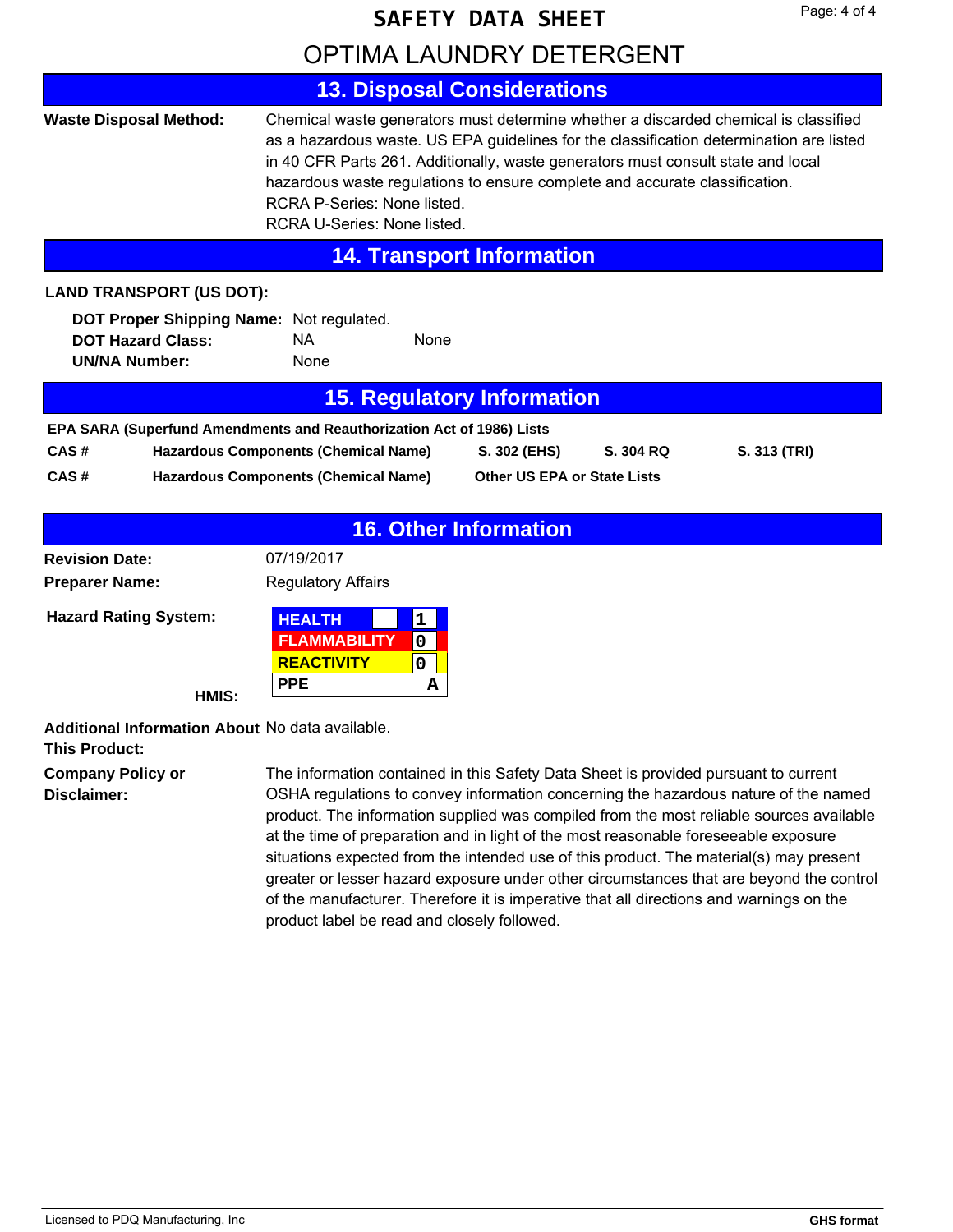# SAFETY DATA SHEET

# OPTIMA LAUNDRY DETERGENT

## 13. Disposal Considerations

**Waste Disposal Method:** Chemical waste generators must determine whether a discarded chemical is classified as a hazardous waste. US EPA guidelines for the classification determination are listed in 40 CFR Parts 261. Additionally, waste generators must consult state and local hazardous waste regulations to ensure complete and accurate classification.
RCRA P-Series: None listed.
RCRA U-Series: None listed.

## 14. Transport Information

**LAND TRANSPORT (US DOT):**

**DOT Proper Shipping Name:** Not regulated.
**DOT Hazard Class:** NA None
**UN/NA Number:** None

## 15. Regulatory Information

**EPA SARA (Superfund Amendments and Reauthorization Act of 1986) Lists**

| CAS # | Hazardous Components (Chemical Name) | S. 302 (EHS) | S. 304 RQ | S. 313 (TRI) |
|---|---|---|---|---|

| CAS # | Hazardous Components (Chemical Name) | Other US EPA or State Lists |
|---|---|---|

## 16. Other Information

**Revision Date:** 07/19/2017
**Preparer Name:** Regulatory Affairs

**Hazard Rating System:**

**HMIS:**

| | |
|---|---|
| HEALTH | 1 |
| FLAMMABILITY | 0 |
| REACTIVITY | 0 |
| PPE | A |

**Additional Information About This Product:** No data available.

**Company Policy or Disclaimer:** The information contained in this Safety Data Sheet is provided pursuant to current OSHA regulations to convey information concerning the hazardous nature of the named product. The information supplied was compiled from the most reliable sources available at the time of preparation and in light of the most reasonable foreseeable exposure situations expected from the intended use of this product. The material(s) may present greater or lesser hazard exposure under other circumstances that are beyond the control of the manufacturer. Therefore it is imperative that all directions and warnings on the product label be read and closely followed.